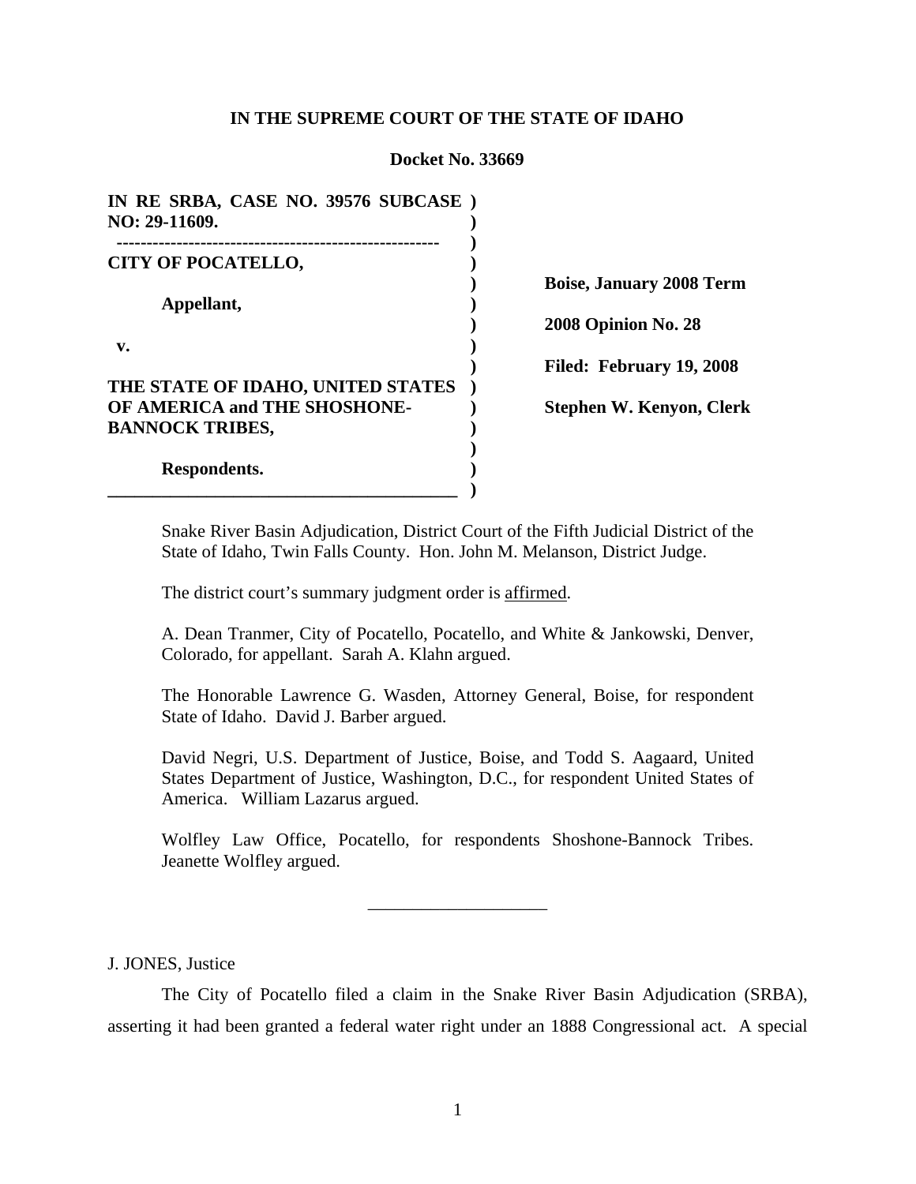**IN THE SUPREME COURT OF THE STATE OF IDAHO**

**Docket No. 33669**

| | |
|---|---|
| **IN RE SRBA, CASE NO. 39576 SUBCASE NO: 29-11609.** | |
| **CITY OF POCATELLO,** | **Boise, January 2008 Term** |
| **Appellant,** | **2008 Opinion No. 28** |
| **v.** | **Filed: February 19, 2008** |
| **THE STATE OF IDAHO, UNITED STATES OF AMERICA and THE SHOSHONE-BANNOCK TRIBES,** | **Stephen W. Kenyon, Clerk** |
| **Respondents.** | |

Snake River Basin Adjudication, District Court of the Fifth Judicial District of the State of Idaho, Twin Falls County. Hon. John M. Melanson, District Judge.

The district court's summary judgment order is affirmed.

A. Dean Tranmer, City of Pocatello, Pocatello, and White & Jankowski, Denver, Colorado, for appellant. Sarah A. Klahn argued.

The Honorable Lawrence G. Wasden, Attorney General, Boise, for respondent State of Idaho. David J. Barber argued.

David Negri, U.S. Department of Justice, Boise, and Todd S. Aagaard, United States Department of Justice, Washington, D.C., for respondent United States of America. William Lazarus argued.

Wolfley Law Office, Pocatello, for respondents Shoshone-Bannock Tribes. Jeanette Wolfley argued.

---

J. JONES, Justice

The City of Pocatello filed a claim in the Snake River Basin Adjudication (SRBA), asserting it had been granted a federal water right under an 1888 Congressional act. A special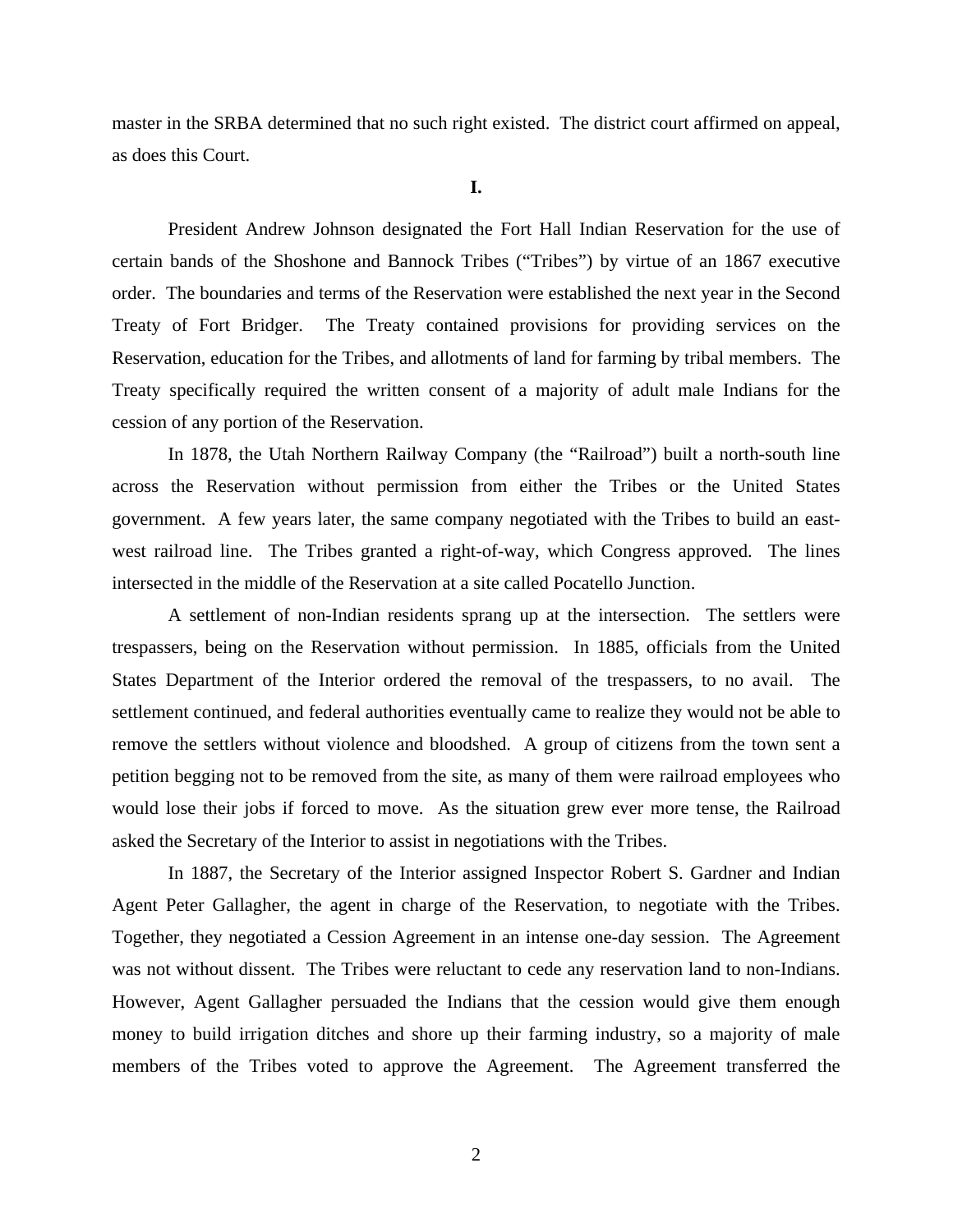master in the SRBA determined that no such right existed. The district court affirmed on appeal, as does this Court.

## I.

President Andrew Johnson designated the Fort Hall Indian Reservation for the use of certain bands of the Shoshone and Bannock Tribes ("Tribes") by virtue of an 1867 executive order. The boundaries and terms of the Reservation were established the next year in the Second Treaty of Fort Bridger. The Treaty contained provisions for providing services on the Reservation, education for the Tribes, and allotments of land for farming by tribal members. The Treaty specifically required the written consent of a majority of adult male Indians for the cession of any portion of the Reservation.

In 1878, the Utah Northern Railway Company (the "Railroad") built a north-south line across the Reservation without permission from either the Tribes or the United States government. A few years later, the same company negotiated with the Tribes to build an east-west railroad line. The Tribes granted a right-of-way, which Congress approved. The lines intersected in the middle of the Reservation at a site called Pocatello Junction.

A settlement of non-Indian residents sprang up at the intersection. The settlers were trespassers, being on the Reservation without permission. In 1885, officials from the United States Department of the Interior ordered the removal of the trespassers, to no avail. The settlement continued, and federal authorities eventually came to realize they would not be able to remove the settlers without violence and bloodshed. A group of citizens from the town sent a petition begging not to be removed from the site, as many of them were railroad employees who would lose their jobs if forced to move. As the situation grew ever more tense, the Railroad asked the Secretary of the Interior to assist in negotiations with the Tribes.

In 1887, the Secretary of the Interior assigned Inspector Robert S. Gardner and Indian Agent Peter Gallagher, the agent in charge of the Reservation, to negotiate with the Tribes. Together, they negotiated a Cession Agreement in an intense one-day session. The Agreement was not without dissent. The Tribes were reluctant to cede any reservation land to non-Indians. However, Agent Gallagher persuaded the Indians that the cession would give them enough money to build irrigation ditches and shore up their farming industry, so a majority of male members of the Tribes voted to approve the Agreement. The Agreement transferred the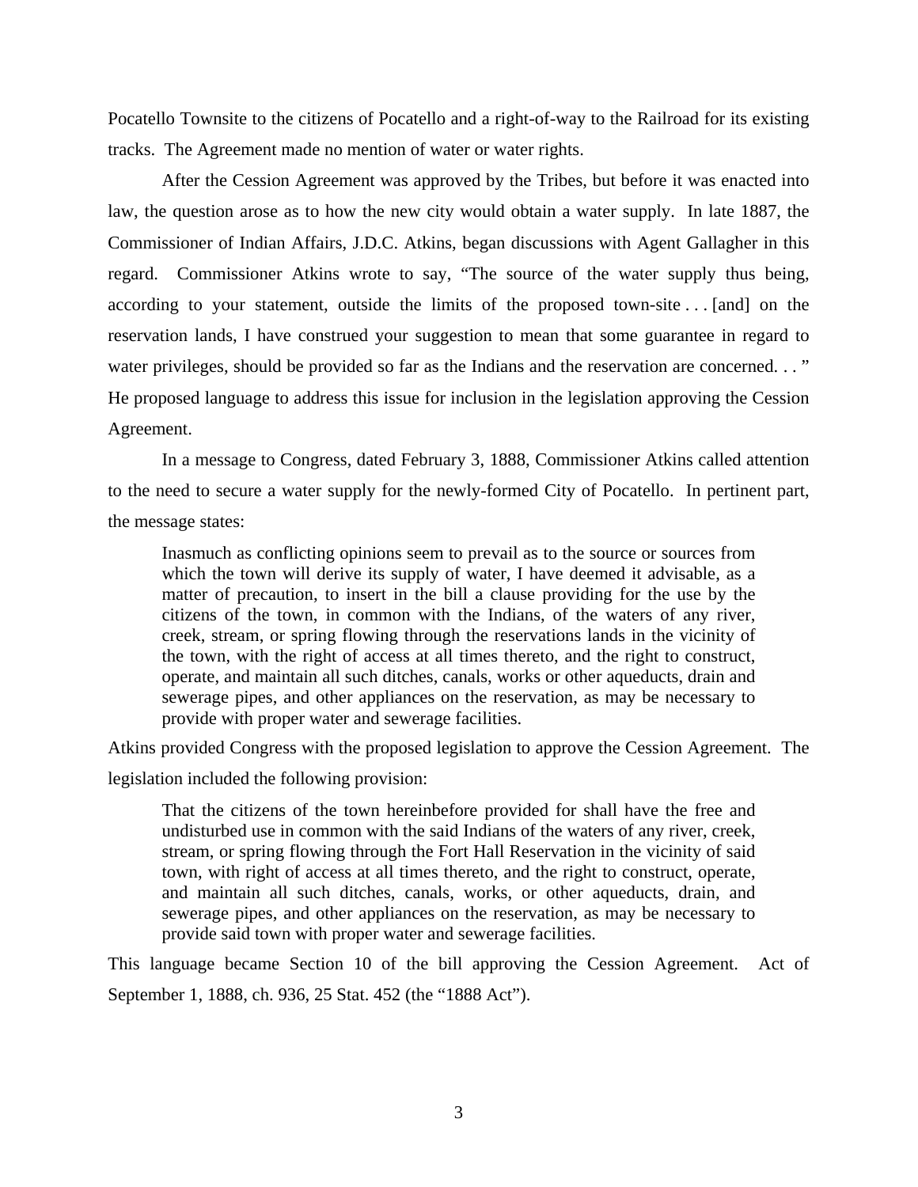Pocatello Townsite to the citizens of Pocatello and a right-of-way to the Railroad for its existing tracks. The Agreement made no mention of water or water rights.

After the Cession Agreement was approved by the Tribes, but before it was enacted into law, the question arose as to how the new city would obtain a water supply. In late 1887, the Commissioner of Indian Affairs, J.D.C. Atkins, began discussions with Agent Gallagher in this regard. Commissioner Atkins wrote to say, "The source of the water supply thus being, according to your statement, outside the limits of the proposed town-site . . . [and] on the reservation lands, I have construed your suggestion to mean that some guarantee in regard to water privileges, should be provided so far as the Indians and the reservation are concerned. . . " He proposed language to address this issue for inclusion in the legislation approving the Cession Agreement.

In a message to Congress, dated February 3, 1888, Commissioner Atkins called attention to the need to secure a water supply for the newly-formed City of Pocatello. In pertinent part, the message states:

> Inasmuch as conflicting opinions seem to prevail as to the source or sources from which the town will derive its supply of water, I have deemed it advisable, as a matter of precaution, to insert in the bill a clause providing for the use by the citizens of the town, in common with the Indians, of the waters of any river, creek, stream, or spring flowing through the reservations lands in the vicinity of the town, with the right of access at all times thereto, and the right to construct, operate, and maintain all such ditches, canals, works or other aqueducts, drain and sewerage pipes, and other appliances on the reservation, as may be necessary to provide with proper water and sewerage facilities.

Atkins provided Congress with the proposed legislation to approve the Cession Agreement. The legislation included the following provision:

> That the citizens of the town hereinbefore provided for shall have the free and undisturbed use in common with the said Indians of the waters of any river, creek, stream, or spring flowing through the Fort Hall Reservation in the vicinity of said town, with right of access at all times thereto, and the right to construct, operate, and maintain all such ditches, canals, works, or other aqueducts, drain, and sewerage pipes, and other appliances on the reservation, as may be necessary to provide said town with proper water and sewerage facilities.

This language became Section 10 of the bill approving the Cession Agreement. Act of September 1, 1888, ch. 936, 25 Stat. 452 (the "1888 Act").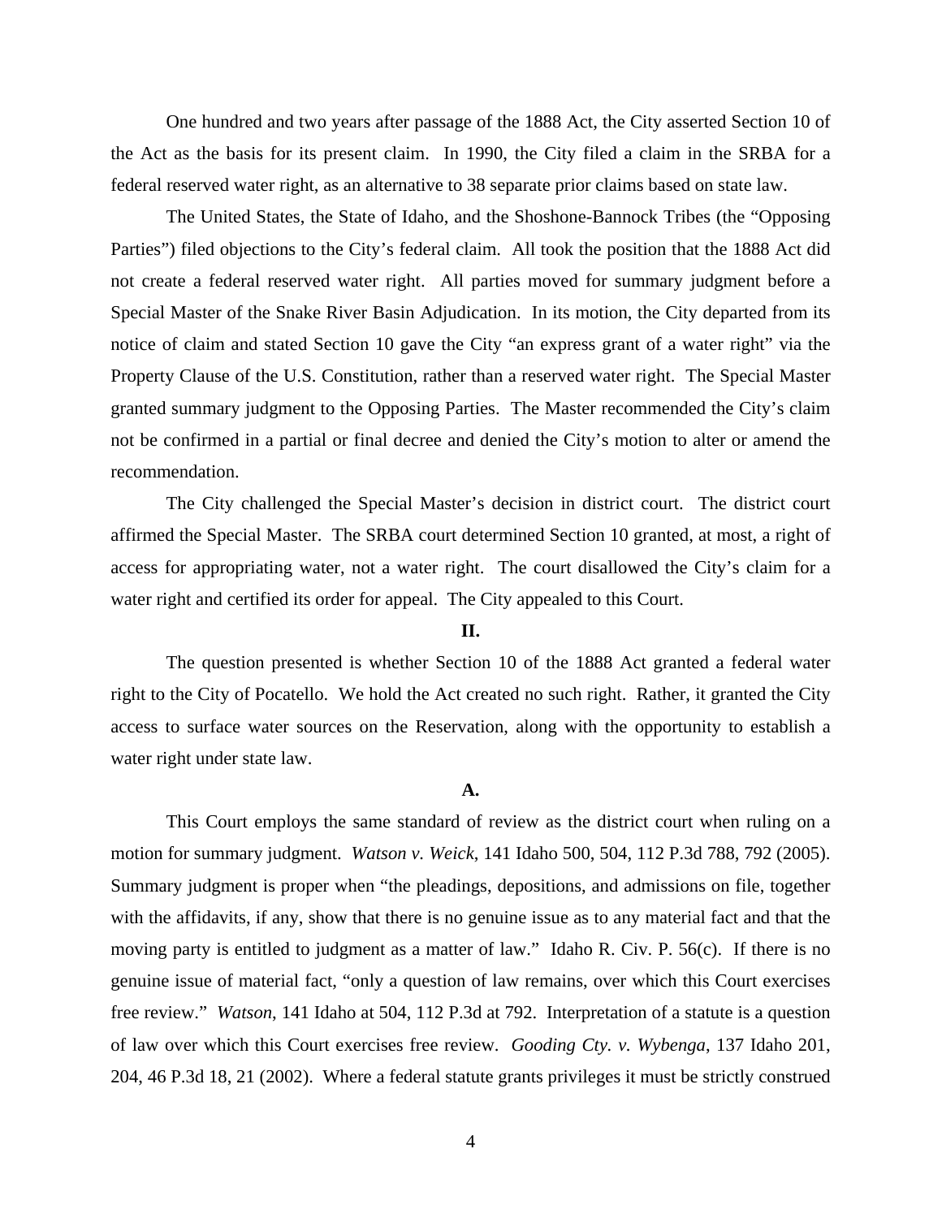One hundred and two years after passage of the 1888 Act, the City asserted Section 10 of the Act as the basis for its present claim. In 1990, the City filed a claim in the SRBA for a federal reserved water right, as an alternative to 38 separate prior claims based on state law.

The United States, the State of Idaho, and the Shoshone-Bannock Tribes (the "Opposing Parties") filed objections to the City's federal claim. All took the position that the 1888 Act did not create a federal reserved water right. All parties moved for summary judgment before a Special Master of the Snake River Basin Adjudication. In its motion, the City departed from its notice of claim and stated Section 10 gave the City "an express grant of a water right" via the Property Clause of the U.S. Constitution, rather than a reserved water right. The Special Master granted summary judgment to the Opposing Parties. The Master recommended the City's claim not be confirmed in a partial or final decree and denied the City's motion to alter or amend the recommendation.

The City challenged the Special Master's decision in district court. The district court affirmed the Special Master. The SRBA court determined Section 10 granted, at most, a right of access for appropriating water, not a water right. The court disallowed the City's claim for a water right and certified its order for appeal. The City appealed to this Court.

**II.**

The question presented is whether Section 10 of the 1888 Act granted a federal water right to the City of Pocatello. We hold the Act created no such right. Rather, it granted the City access to surface water sources on the Reservation, along with the opportunity to establish a water right under state law.

**A.**

This Court employs the same standard of review as the district court when ruling on a motion for summary judgment. *Watson v. Weick*, 141 Idaho 500, 504, 112 P.3d 788, 792 (2005). Summary judgment is proper when "the pleadings, depositions, and admissions on file, together with the affidavits, if any, show that there is no genuine issue as to any material fact and that the moving party is entitled to judgment as a matter of law." Idaho R. Civ. P. 56(c). If there is no genuine issue of material fact, "only a question of law remains, over which this Court exercises free review." *Watson*, 141 Idaho at 504, 112 P.3d at 792. Interpretation of a statute is a question of law over which this Court exercises free review. *Gooding Cty. v. Wybenga*, 137 Idaho 201, 204, 46 P.3d 18, 21 (2002). Where a federal statute grants privileges it must be strictly construed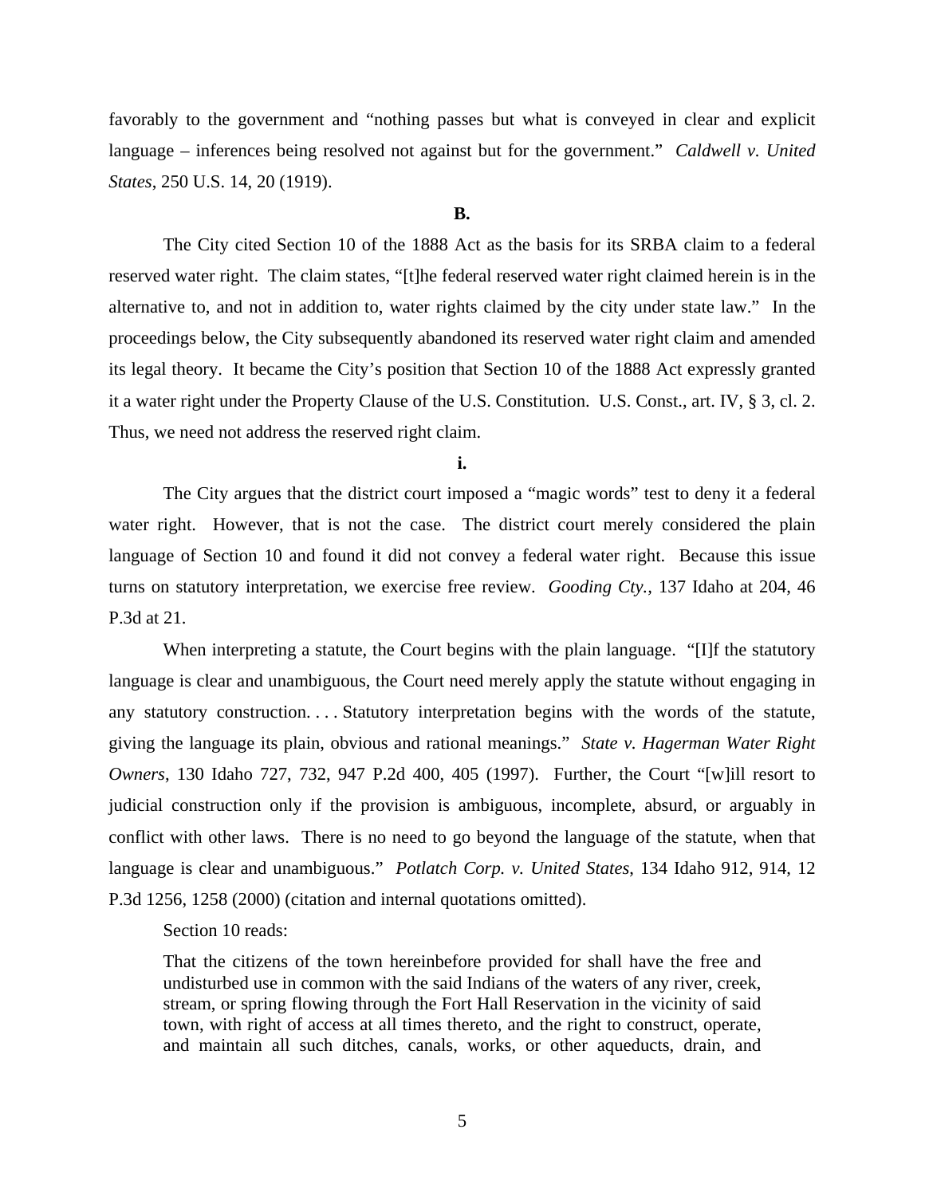favorably to the government and "nothing passes but what is conveyed in clear and explicit language – inferences being resolved not against but for the government." *Caldwell v. United States*, 250 U.S. 14, 20 (1919).

**B.**

The City cited Section 10 of the 1888 Act as the basis for its SRBA claim to a federal reserved water right. The claim states, "[t]he federal reserved water right claimed herein is in the alternative to, and not in addition to, water rights claimed by the city under state law." In the proceedings below, the City subsequently abandoned its reserved water right claim and amended its legal theory. It became the City's position that Section 10 of the 1888 Act expressly granted it a water right under the Property Clause of the U.S. Constitution. U.S. Const., art. IV, § 3, cl. 2. Thus, we need not address the reserved right claim.

**i.**

The City argues that the district court imposed a "magic words" test to deny it a federal water right. However, that is not the case. The district court merely considered the plain language of Section 10 and found it did not convey a federal water right. Because this issue turns on statutory interpretation, we exercise free review. *Gooding Cty.*, 137 Idaho at 204, 46 P.3d at 21.

When interpreting a statute, the Court begins with the plain language. "[I]f the statutory language is clear and unambiguous, the Court need merely apply the statute without engaging in any statutory construction. . . . Statutory interpretation begins with the words of the statute, giving the language its plain, obvious and rational meanings." *State v. Hagerman Water Right Owners*, 130 Idaho 727, 732, 947 P.2d 400, 405 (1997). Further, the Court "[w]ill resort to judicial construction only if the provision is ambiguous, incomplete, absurd, or arguably in conflict with other laws. There is no need to go beyond the language of the statute, when that language is clear and unambiguous." *Potlatch Corp. v. United States*, 134 Idaho 912, 914, 12 P.3d 1256, 1258 (2000) (citation and internal quotations omitted).

Section 10 reads:

> That the citizens of the town hereinbefore provided for shall have the free and undisturbed use in common with the said Indians of the waters of any river, creek, stream, or spring flowing through the Fort Hall Reservation in the vicinity of said town, with right of access at all times thereto, and the right to construct, operate, and maintain all such ditches, canals, works, or other aqueducts, drain, and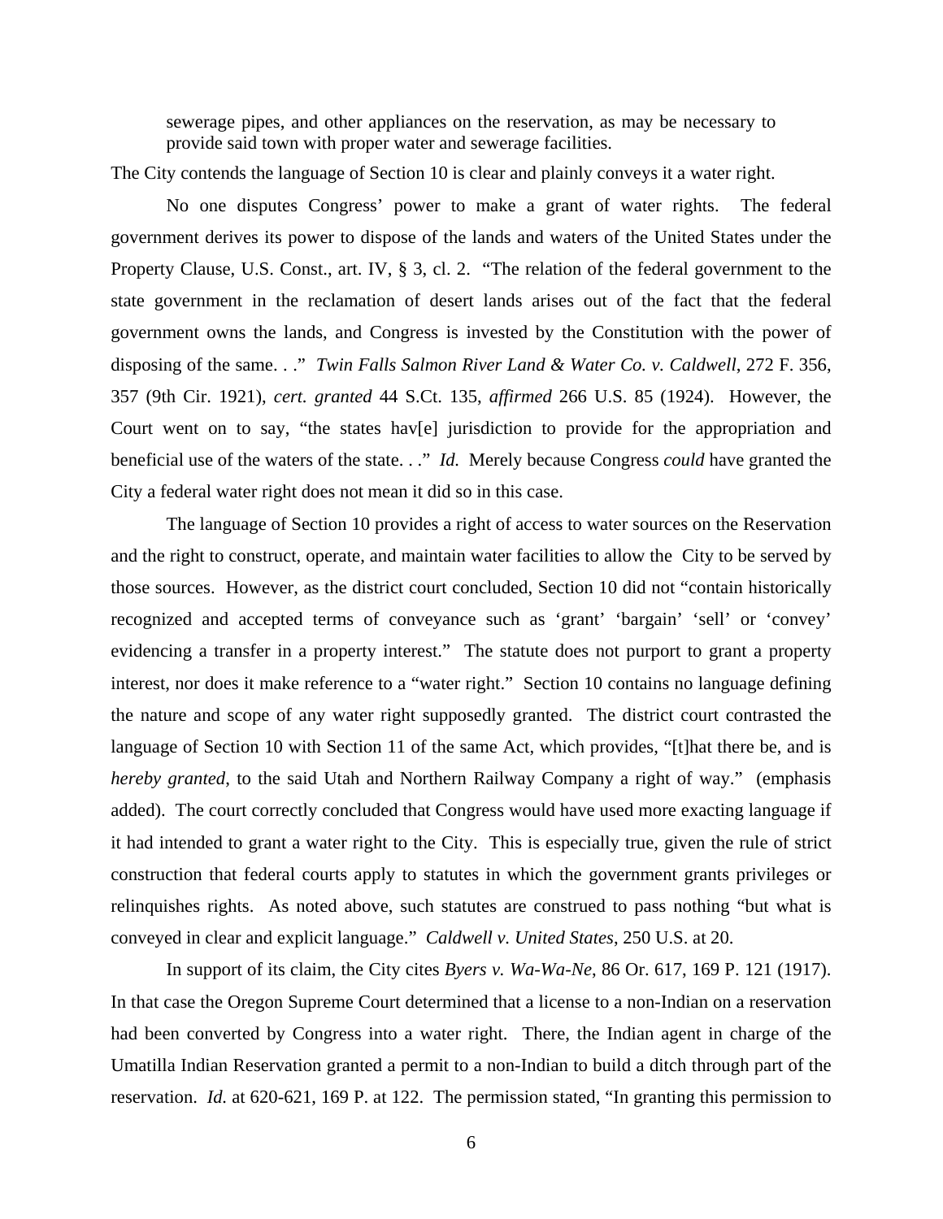> sewerage pipes, and other appliances on the reservation, as may be necessary to provide said town with proper water and sewerage facilities.

The City contends the language of Section 10 is clear and plainly conveys it a water right.

No one disputes Congress' power to make a grant of water rights. The federal government derives its power to dispose of the lands and waters of the United States under the Property Clause, U.S. Const., art. IV, § 3, cl. 2. "The relation of the federal government to the state government in the reclamation of desert lands arises out of the fact that the federal government owns the lands, and Congress is invested by the Constitution with the power of disposing of the same. . ." *Twin Falls Salmon River Land & Water Co. v. Caldwell*, 272 F. 356, 357 (9th Cir. 1921), *cert. granted* 44 S.Ct. 135, *affirmed* 266 U.S. 85 (1924). However, the Court went on to say, "the states hav[e] jurisdiction to provide for the appropriation and beneficial use of the waters of the state. . ." *Id.* Merely because Congress *could* have granted the City a federal water right does not mean it did so in this case.

The language of Section 10 provides a right of access to water sources on the Reservation and the right to construct, operate, and maintain water facilities to allow the City to be served by those sources. However, as the district court concluded, Section 10 did not "contain historically recognized and accepted terms of conveyance such as 'grant' 'bargain' 'sell' or 'convey' evidencing a transfer in a property interest." The statute does not purport to grant a property interest, nor does it make reference to a "water right." Section 10 contains no language defining the nature and scope of any water right supposedly granted. The district court contrasted the language of Section 10 with Section 11 of the same Act, which provides, "[t]hat there be, and is *hereby granted*, to the said Utah and Northern Railway Company a right of way." (emphasis added). The court correctly concluded that Congress would have used more exacting language if it had intended to grant a water right to the City. This is especially true, given the rule of strict construction that federal courts apply to statutes in which the government grants privileges or relinquishes rights. As noted above, such statutes are construed to pass nothing "but what is conveyed in clear and explicit language." *Caldwell v. United States*, 250 U.S. at 20.

In support of its claim, the City cites *Byers v. Wa-Wa-Ne*, 86 Or. 617, 169 P. 121 (1917). In that case the Oregon Supreme Court determined that a license to a non-Indian on a reservation had been converted by Congress into a water right. There, the Indian agent in charge of the Umatilla Indian Reservation granted a permit to a non-Indian to build a ditch through part of the reservation. *Id.* at 620-621, 169 P. at 122. The permission stated, "In granting this permission to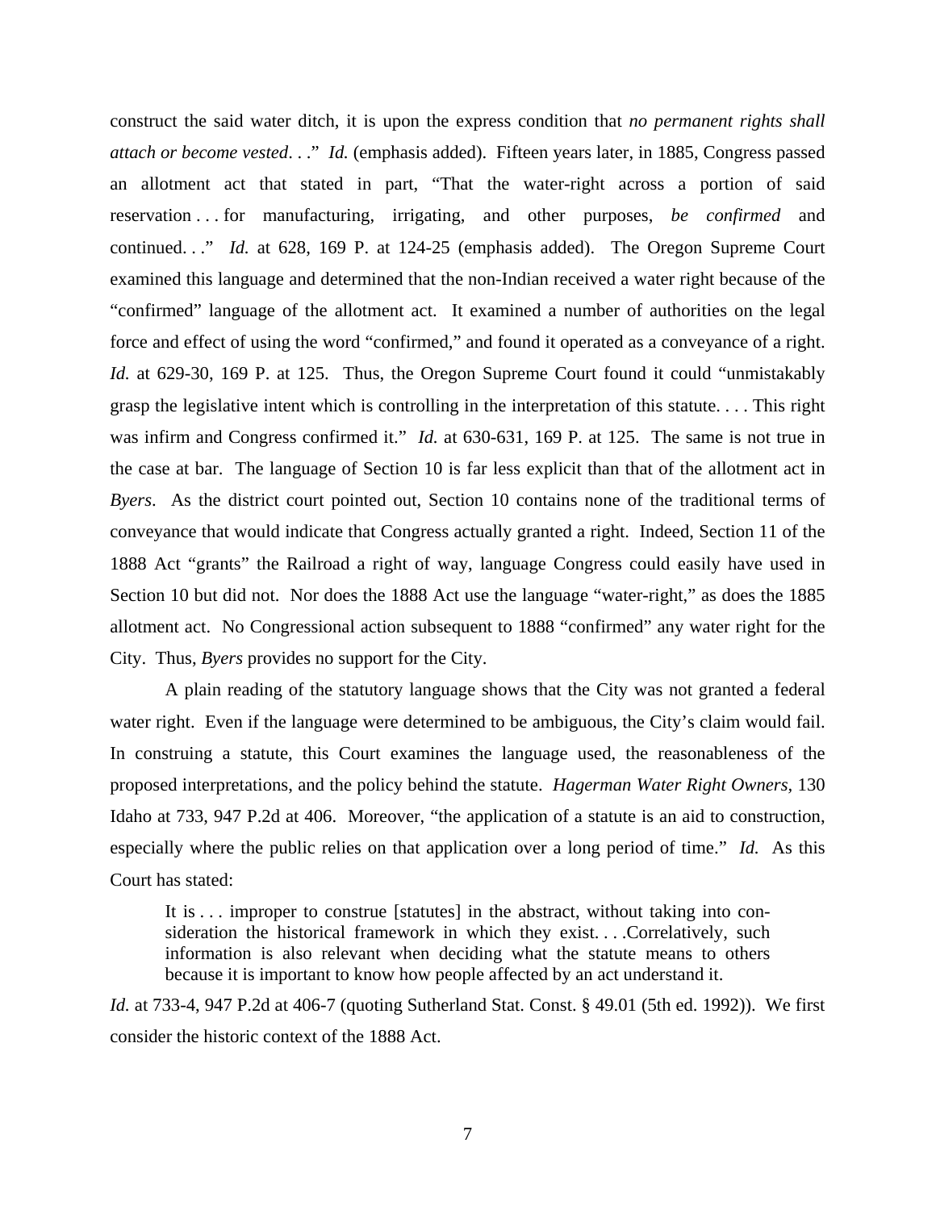construct the said water ditch, it is upon the express condition that *no permanent rights shall attach or become vested*. . ." *Id.* (emphasis added). Fifteen years later, in 1885, Congress passed an allotment act that stated in part, "That the water-right across a portion of said reservation . . . for manufacturing, irrigating, and other purposes, *be confirmed* and continued. . ." *Id.* at 628, 169 P. at 124-25 (emphasis added). The Oregon Supreme Court examined this language and determined that the non-Indian received a water right because of the "confirmed" language of the allotment act. It examined a number of authorities on the legal force and effect of using the word "confirmed," and found it operated as a conveyance of a right. *Id.* at 629-30, 169 P. at 125. Thus, the Oregon Supreme Court found it could "unmistakably grasp the legislative intent which is controlling in the interpretation of this statute. . . . This right was infirm and Congress confirmed it." *Id.* at 630-631, 169 P. at 125. The same is not true in the case at bar. The language of Section 10 is far less explicit than that of the allotment act in *Byers*. As the district court pointed out, Section 10 contains none of the traditional terms of conveyance that would indicate that Congress actually granted a right. Indeed, Section 11 of the 1888 Act "grants" the Railroad a right of way, language Congress could easily have used in Section 10 but did not. Nor does the 1888 Act use the language "water-right," as does the 1885 allotment act. No Congressional action subsequent to 1888 "confirmed" any water right for the City. Thus, *Byers* provides no support for the City.

A plain reading of the statutory language shows that the City was not granted a federal water right. Even if the language were determined to be ambiguous, the City's claim would fail. In construing a statute, this Court examines the language used, the reasonableness of the proposed interpretations, and the policy behind the statute. *Hagerman Water Right Owners*, 130 Idaho at 733, 947 P.2d at 406. Moreover, "the application of a statute is an aid to construction, especially where the public relies on that application over a long period of time." *Id.* As this Court has stated:

> It is . . . improper to construe [statutes] in the abstract, without taking into consideration the historical framework in which they exist. . . .Correlatively, such information is also relevant when deciding what the statute means to others because it is important to know how people affected by an act understand it.

*Id.* at 733-4, 947 P.2d at 406-7 (quoting Sutherland Stat. Const. § 49.01 (5th ed. 1992)). We first consider the historic context of the 1888 Act.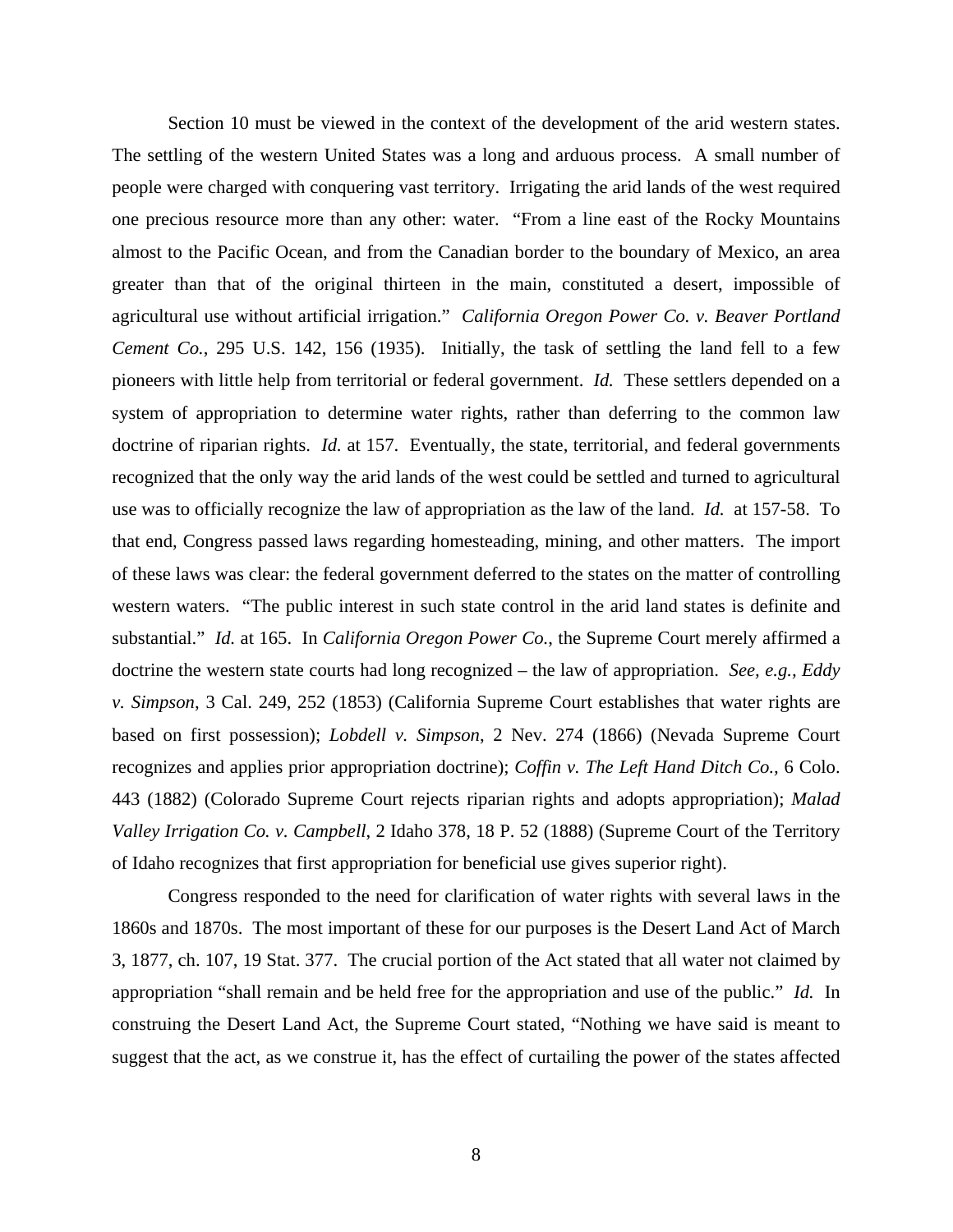Section 10 must be viewed in the context of the development of the arid western states. The settling of the western United States was a long and arduous process. A small number of people were charged with conquering vast territory. Irrigating the arid lands of the west required one precious resource more than any other: water. "From a line east of the Rocky Mountains almost to the Pacific Ocean, and from the Canadian border to the boundary of Mexico, an area greater than that of the original thirteen in the main, constituted a desert, impossible of agricultural use without artificial irrigation." *California Oregon Power Co. v. Beaver Portland Cement Co.*, 295 U.S. 142, 156 (1935). Initially, the task of settling the land fell to a few pioneers with little help from territorial or federal government. *Id.* These settlers depended on a system of appropriation to determine water rights, rather than deferring to the common law doctrine of riparian rights. *Id.* at 157. Eventually, the state, territorial, and federal governments recognized that the only way the arid lands of the west could be settled and turned to agricultural use was to officially recognize the law of appropriation as the law of the land. *Id.* at 157-58. To that end, Congress passed laws regarding homesteading, mining, and other matters. The import of these laws was clear: the federal government deferred to the states on the matter of controlling western waters. "The public interest in such state control in the arid land states is definite and substantial." *Id.* at 165. In *California Oregon Power Co.*, the Supreme Court merely affirmed a doctrine the western state courts had long recognized – the law of appropriation. *See, e.g., Eddy v. Simpson*, 3 Cal. 249, 252 (1853) (California Supreme Court establishes that water rights are based on first possession); *Lobdell v. Simpson*, 2 Nev. 274 (1866) (Nevada Supreme Court recognizes and applies prior appropriation doctrine); *Coffin v. The Left Hand Ditch Co.,* 6 Colo. 443 (1882) (Colorado Supreme Court rejects riparian rights and adopts appropriation); *Malad Valley Irrigation Co. v. Campbell,* 2 Idaho 378, 18 P. 52 (1888) (Supreme Court of the Territory of Idaho recognizes that first appropriation for beneficial use gives superior right).

Congress responded to the need for clarification of water rights with several laws in the 1860s and 1870s. The most important of these for our purposes is the Desert Land Act of March 3, 1877, ch. 107, 19 Stat. 377. The crucial portion of the Act stated that all water not claimed by appropriation "shall remain and be held free for the appropriation and use of the public." *Id.* In construing the Desert Land Act, the Supreme Court stated, "Nothing we have said is meant to suggest that the act, as we construe it, has the effect of curtailing the power of the states affected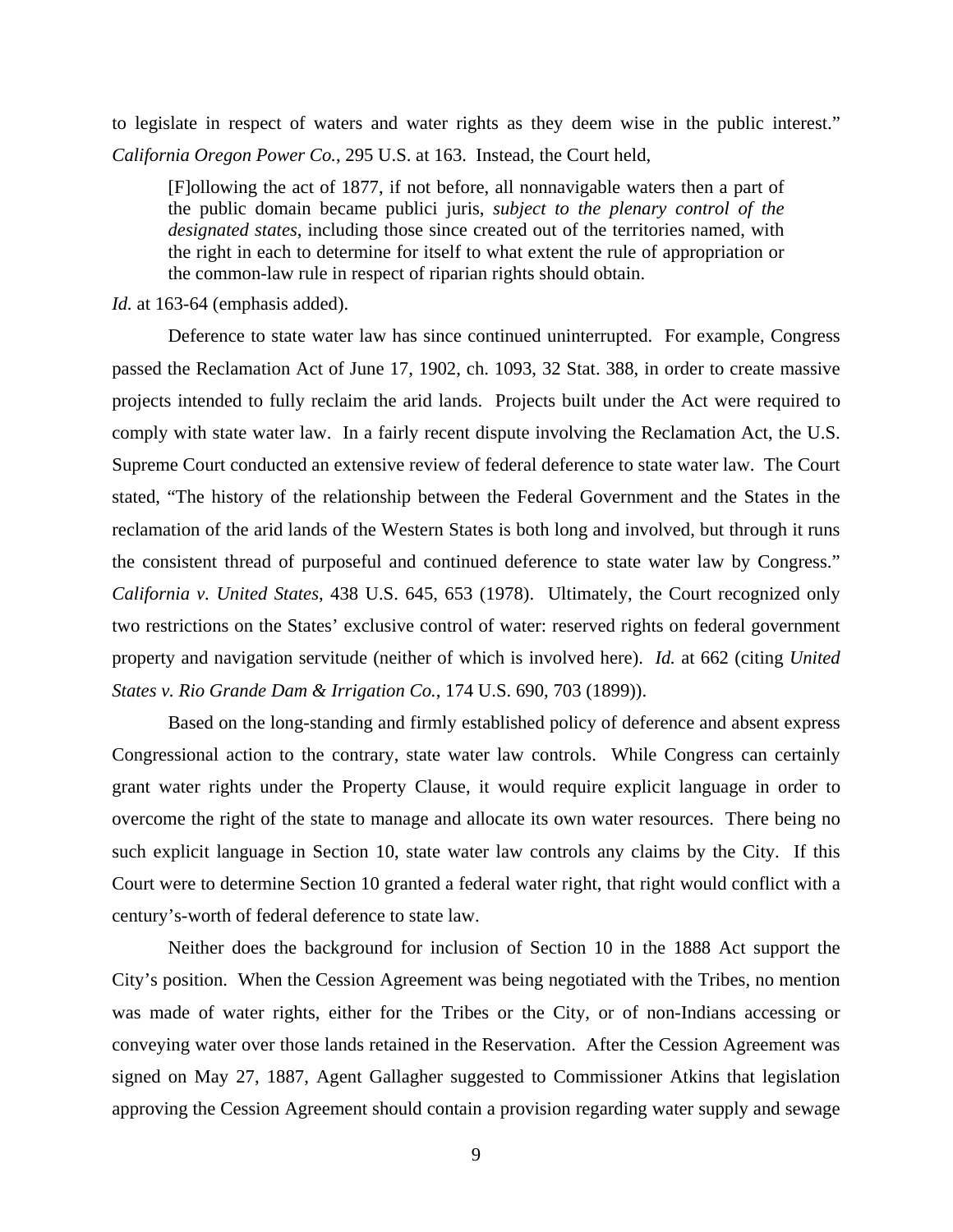to legislate in respect of waters and water rights as they deem wise in the public interest." *California Oregon Power Co.*, 295 U.S. at 163. Instead, the Court held,

> [F]ollowing the act of 1877, if not before, all nonnavigable waters then a part of the public domain became publici juris, *subject to the plenary control of the designated states*, including those since created out of the territories named, with the right in each to determine for itself to what extent the rule of appropriation or the common-law rule in respect of riparian rights should obtain.

*Id.* at 163-64 (emphasis added).

Deference to state water law has since continued uninterrupted. For example, Congress passed the Reclamation Act of June 17, 1902, ch. 1093, 32 Stat. 388, in order to create massive projects intended to fully reclaim the arid lands. Projects built under the Act were required to comply with state water law. In a fairly recent dispute involving the Reclamation Act, the U.S. Supreme Court conducted an extensive review of federal deference to state water law. The Court stated, "The history of the relationship between the Federal Government and the States in the reclamation of the arid lands of the Western States is both long and involved, but through it runs the consistent thread of purposeful and continued deference to state water law by Congress." *California v. United States*, 438 U.S. 645, 653 (1978). Ultimately, the Court recognized only two restrictions on the States' exclusive control of water: reserved rights on federal government property and navigation servitude (neither of which is involved here). *Id.* at 662 (citing *United States v. Rio Grande Dam & Irrigation Co.*, 174 U.S. 690, 703 (1899)).

Based on the long-standing and firmly established policy of deference and absent express Congressional action to the contrary, state water law controls. While Congress can certainly grant water rights under the Property Clause, it would require explicit language in order to overcome the right of the state to manage and allocate its own water resources. There being no such explicit language in Section 10, state water law controls any claims by the City. If this Court were to determine Section 10 granted a federal water right, that right would conflict with a century's-worth of federal deference to state law.

Neither does the background for inclusion of Section 10 in the 1888 Act support the City's position. When the Cession Agreement was being negotiated with the Tribes, no mention was made of water rights, either for the Tribes or the City, or of non-Indians accessing or conveying water over those lands retained in the Reservation. After the Cession Agreement was signed on May 27, 1887, Agent Gallagher suggested to Commissioner Atkins that legislation approving the Cession Agreement should contain a provision regarding water supply and sewage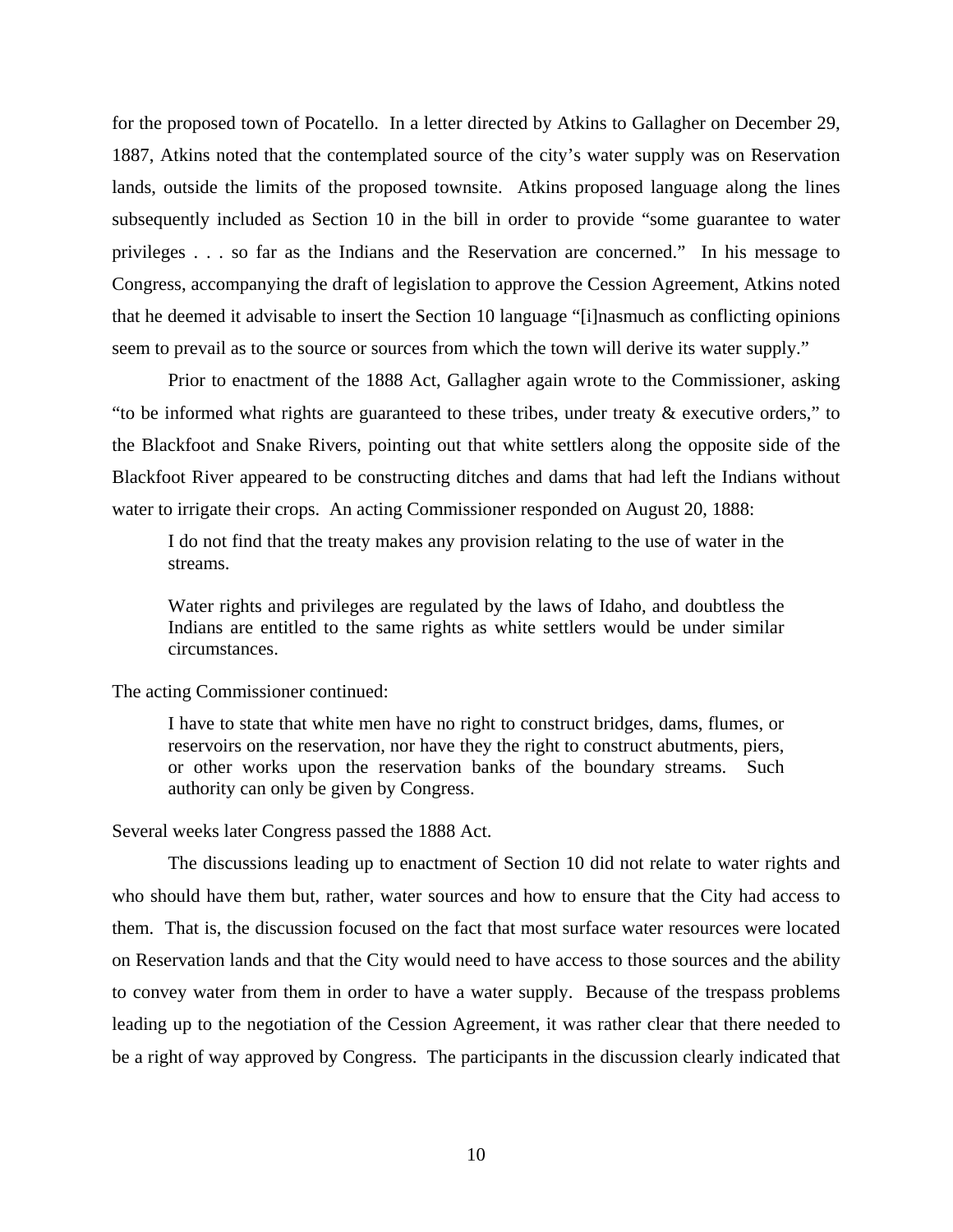for the proposed town of Pocatello. In a letter directed by Atkins to Gallagher on December 29, 1887, Atkins noted that the contemplated source of the city's water supply was on Reservation lands, outside the limits of the proposed townsite. Atkins proposed language along the lines subsequently included as Section 10 in the bill in order to provide "some guarantee to water privileges . . . so far as the Indians and the Reservation are concerned." In his message to Congress, accompanying the draft of legislation to approve the Cession Agreement, Atkins noted that he deemed it advisable to insert the Section 10 language "[i]nasmuch as conflicting opinions seem to prevail as to the source or sources from which the town will derive its water supply."

Prior to enactment of the 1888 Act, Gallagher again wrote to the Commissioner, asking "to be informed what rights are guaranteed to these tribes, under treaty & executive orders," to the Blackfoot and Snake Rivers, pointing out that white settlers along the opposite side of the Blackfoot River appeared to be constructing ditches and dams that had left the Indians without water to irrigate their crops. An acting Commissioner responded on August 20, 1888:

> I do not find that the treaty makes any provision relating to the use of water in the streams.
>
> Water rights and privileges are regulated by the laws of Idaho, and doubtless the Indians are entitled to the same rights as white settlers would be under similar circumstances.

The acting Commissioner continued:

> I have to state that white men have no right to construct bridges, dams, flumes, or reservoirs on the reservation, nor have they the right to construct abutments, piers, or other works upon the reservation banks of the boundary streams. Such authority can only be given by Congress.

Several weeks later Congress passed the 1888 Act.

The discussions leading up to enactment of Section 10 did not relate to water rights and who should have them but, rather, water sources and how to ensure that the City had access to them. That is, the discussion focused on the fact that most surface water resources were located on Reservation lands and that the City would need to have access to those sources and the ability to convey water from them in order to have a water supply. Because of the trespass problems leading up to the negotiation of the Cession Agreement, it was rather clear that there needed to be a right of way approved by Congress. The participants in the discussion clearly indicated that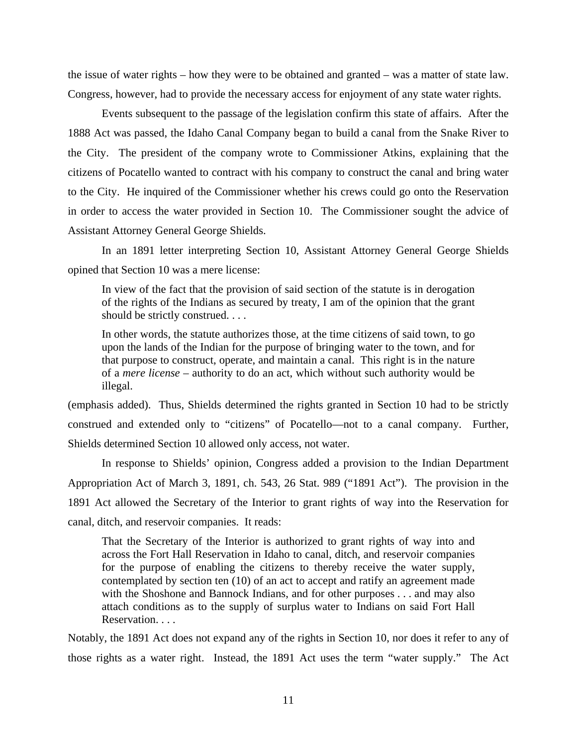the issue of water rights – how they were to be obtained and granted – was a matter of state law. Congress, however, had to provide the necessary access for enjoyment of any state water rights.

Events subsequent to the passage of the legislation confirm this state of affairs. After the 1888 Act was passed, the Idaho Canal Company began to build a canal from the Snake River to the City. The president of the company wrote to Commissioner Atkins, explaining that the citizens of Pocatello wanted to contract with his company to construct the canal and bring water to the City. He inquired of the Commissioner whether his crews could go onto the Reservation in order to access the water provided in Section 10. The Commissioner sought the advice of Assistant Attorney General George Shields.

In an 1891 letter interpreting Section 10, Assistant Attorney General George Shields opined that Section 10 was a mere license:

> In view of the fact that the provision of said section of the statute is in derogation of the rights of the Indians as secured by treaty, I am of the opinion that the grant should be strictly construed. . . .
>
> In other words, the statute authorizes those, at the time citizens of said town, to go upon the lands of the Indian for the purpose of bringing water to the town, and for that purpose to construct, operate, and maintain a canal. This right is in the nature of a *mere license* – authority to do an act, which without such authority would be illegal.

(emphasis added). Thus, Shields determined the rights granted in Section 10 had to be strictly construed and extended only to "citizens" of Pocatello—not to a canal company. Further, Shields determined Section 10 allowed only access, not water.

In response to Shields' opinion, Congress added a provision to the Indian Department Appropriation Act of March 3, 1891, ch. 543, 26 Stat. 989 ("1891 Act"). The provision in the 1891 Act allowed the Secretary of the Interior to grant rights of way into the Reservation for canal, ditch, and reservoir companies. It reads:

> That the Secretary of the Interior is authorized to grant rights of way into and across the Fort Hall Reservation in Idaho to canal, ditch, and reservoir companies for the purpose of enabling the citizens to thereby receive the water supply, contemplated by section ten (10) of an act to accept and ratify an agreement made with the Shoshone and Bannock Indians, and for other purposes . . . and may also attach conditions as to the supply of surplus water to Indians on said Fort Hall Reservation. . . .

Notably, the 1891 Act does not expand any of the rights in Section 10, nor does it refer to any of those rights as a water right. Instead, the 1891 Act uses the term "water supply." The Act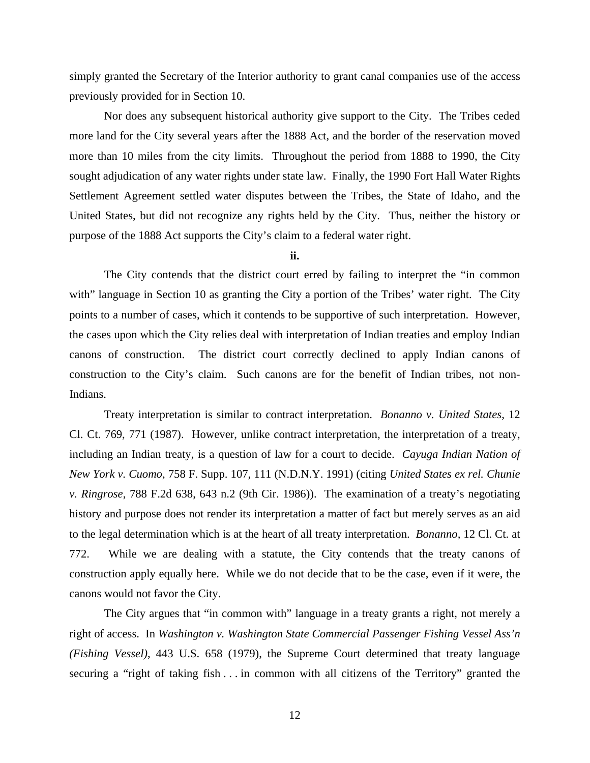simply granted the Secretary of the Interior authority to grant canal companies use of the access previously provided for in Section 10.

Nor does any subsequent historical authority give support to the City. The Tribes ceded more land for the City several years after the 1888 Act, and the border of the reservation moved more than 10 miles from the city limits. Throughout the period from 1888 to 1990, the City sought adjudication of any water rights under state law. Finally, the 1990 Fort Hall Water Rights Settlement Agreement settled water disputes between the Tribes, the State of Idaho, and the United States, but did not recognize any rights held by the City. Thus, neither the history or purpose of the 1888 Act supports the City's claim to a federal water right.

**ii.**

The City contends that the district court erred by failing to interpret the "in common with" language in Section 10 as granting the City a portion of the Tribes' water right. The City points to a number of cases, which it contends to be supportive of such interpretation. However, the cases upon which the City relies deal with interpretation of Indian treaties and employ Indian canons of construction. The district court correctly declined to apply Indian canons of construction to the City's claim. Such canons are for the benefit of Indian tribes, not non-Indians.

Treaty interpretation is similar to contract interpretation. *Bonanno v. United States*, 12 Cl. Ct. 769, 771 (1987). However, unlike contract interpretation, the interpretation of a treaty, including an Indian treaty, is a question of law for a court to decide. *Cayuga Indian Nation of New York v. Cuomo*, 758 F. Supp. 107, 111 (N.D.N.Y. 1991) (citing *United States ex rel. Chunie v. Ringrose*, 788 F.2d 638, 643 n.2 (9th Cir. 1986)). The examination of a treaty's negotiating history and purpose does not render its interpretation a matter of fact but merely serves as an aid to the legal determination which is at the heart of all treaty interpretation. *Bonanno*, 12 Cl. Ct. at 772. While we are dealing with a statute, the City contends that the treaty canons of construction apply equally here. While we do not decide that to be the case, even if it were, the canons would not favor the City.

The City argues that "in common with" language in a treaty grants a right, not merely a right of access. In *Washington v. Washington State Commercial Passenger Fishing Vessel Ass'n (Fishing Vessel)*, 443 U.S. 658 (1979), the Supreme Court determined that treaty language securing a "right of taking fish . . . in common with all citizens of the Territory" granted the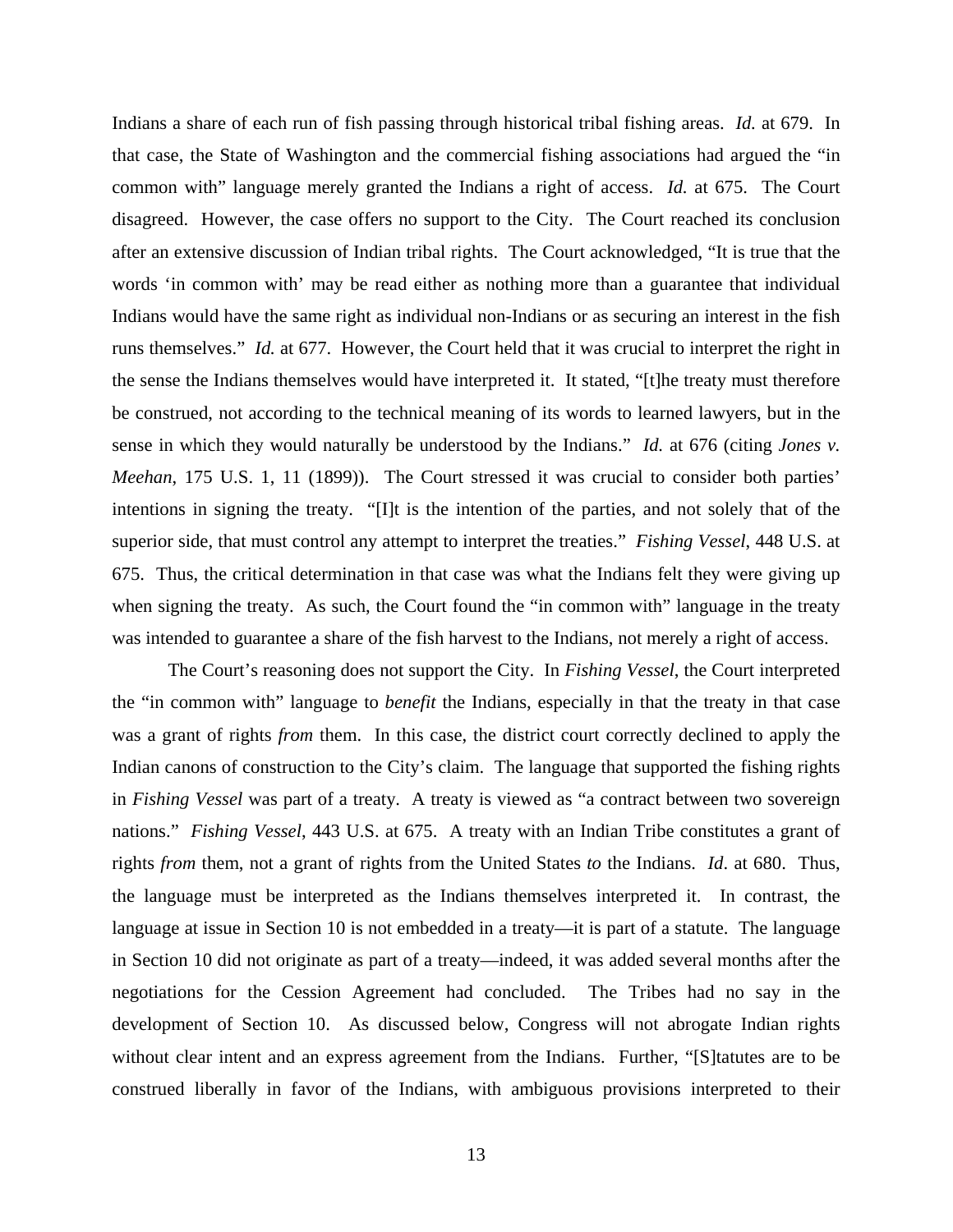Indians a share of each run of fish passing through historical tribal fishing areas. *Id.* at 679. In that case, the State of Washington and the commercial fishing associations had argued the "in common with" language merely granted the Indians a right of access. *Id.* at 675. The Court disagreed. However, the case offers no support to the City. The Court reached its conclusion after an extensive discussion of Indian tribal rights. The Court acknowledged, "It is true that the words 'in common with' may be read either as nothing more than a guarantee that individual Indians would have the same right as individual non-Indians or as securing an interest in the fish runs themselves." *Id.* at 677. However, the Court held that it was crucial to interpret the right in the sense the Indians themselves would have interpreted it. It stated, "[t]he treaty must therefore be construed, not according to the technical meaning of its words to learned lawyers, but in the sense in which they would naturally be understood by the Indians." *Id.* at 676 (citing *Jones v. Meehan*, 175 U.S. 1, 11 (1899)). The Court stressed it was crucial to consider both parties' intentions in signing the treaty. "[I]t is the intention of the parties, and not solely that of the superior side, that must control any attempt to interpret the treaties." *Fishing Vessel*, 448 U.S. at 675. Thus, the critical determination in that case was what the Indians felt they were giving up when signing the treaty. As such, the Court found the "in common with" language in the treaty was intended to guarantee a share of the fish harvest to the Indians, not merely a right of access.

The Court's reasoning does not support the City. In *Fishing Vessel*, the Court interpreted the "in common with" language to *benefit* the Indians, especially in that the treaty in that case was a grant of rights *from* them. In this case, the district court correctly declined to apply the Indian canons of construction to the City's claim. The language that supported the fishing rights in *Fishing Vessel* was part of a treaty. A treaty is viewed as "a contract between two sovereign nations." *Fishing Vessel*, 443 U.S. at 675. A treaty with an Indian Tribe constitutes a grant of rights *from* them, not a grant of rights from the United States *to* the Indians. *Id*. at 680. Thus, the language must be interpreted as the Indians themselves interpreted it. In contrast, the language at issue in Section 10 is not embedded in a treaty—it is part of a statute. The language in Section 10 did not originate as part of a treaty—indeed, it was added several months after the negotiations for the Cession Agreement had concluded. The Tribes had no say in the development of Section 10. As discussed below, Congress will not abrogate Indian rights without clear intent and an express agreement from the Indians. Further, "[S]tatutes are to be construed liberally in favor of the Indians, with ambiguous provisions interpreted to their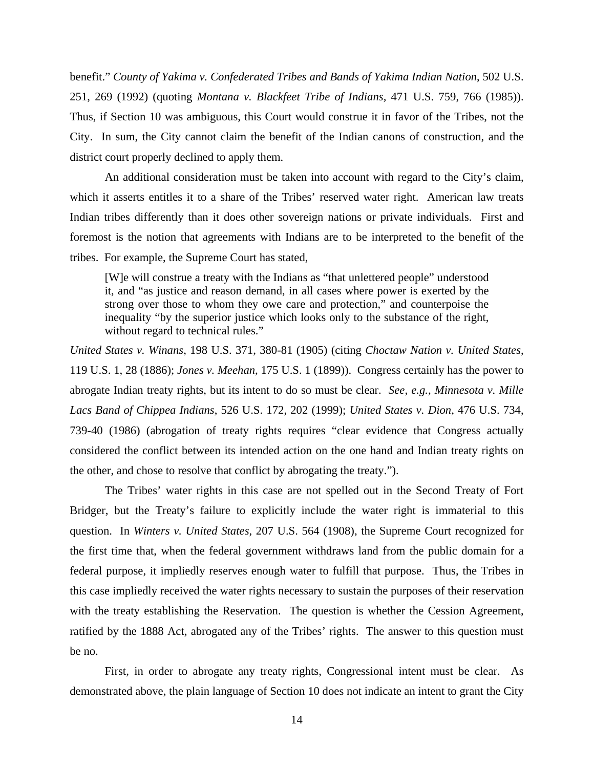benefit." *County of Yakima v. Confederated Tribes and Bands of Yakima Indian Nation*, 502 U.S. 251, 269 (1992) (quoting *Montana v. Blackfeet Tribe of Indians,* 471 U.S. 759, 766 (1985)). Thus, if Section 10 was ambiguous, this Court would construe it in favor of the Tribes, not the City. In sum, the City cannot claim the benefit of the Indian canons of construction, and the district court properly declined to apply them.

An additional consideration must be taken into account with regard to the City's claim, which it asserts entitles it to a share of the Tribes' reserved water right. American law treats Indian tribes differently than it does other sovereign nations or private individuals. First and foremost is the notion that agreements with Indians are to be interpreted to the benefit of the tribes. For example, the Supreme Court has stated,

> [W]e will construe a treaty with the Indians as "that unlettered people" understood it, and "as justice and reason demand, in all cases where power is exerted by the strong over those to whom they owe care and protection," and counterpoise the inequality "by the superior justice which looks only to the substance of the right, without regard to technical rules."

*United States v. Winans*, 198 U.S. 371, 380-81 (1905) (citing *Choctaw Nation v. United States*, 119 U.S. 1, 28 (1886); *Jones v. Meehan*, 175 U.S. 1 (1899)). Congress certainly has the power to abrogate Indian treaty rights, but its intent to do so must be clear. *See, e.g., Minnesota v. Mille Lacs Band of Chippea Indians*, 526 U.S. 172, 202 (1999); *United States v. Dion*, 476 U.S. 734, 739-40 (1986) (abrogation of treaty rights requires "clear evidence that Congress actually considered the conflict between its intended action on the one hand and Indian treaty rights on the other, and chose to resolve that conflict by abrogating the treaty.").

The Tribes' water rights in this case are not spelled out in the Second Treaty of Fort Bridger, but the Treaty's failure to explicitly include the water right is immaterial to this question. In *Winters v. United States*, 207 U.S. 564 (1908), the Supreme Court recognized for the first time that, when the federal government withdraws land from the public domain for a federal purpose, it impliedly reserves enough water to fulfill that purpose. Thus, the Tribes in this case impliedly received the water rights necessary to sustain the purposes of their reservation with the treaty establishing the Reservation. The question is whether the Cession Agreement, ratified by the 1888 Act, abrogated any of the Tribes' rights. The answer to this question must be no.

First, in order to abrogate any treaty rights, Congressional intent must be clear. As demonstrated above, the plain language of Section 10 does not indicate an intent to grant the City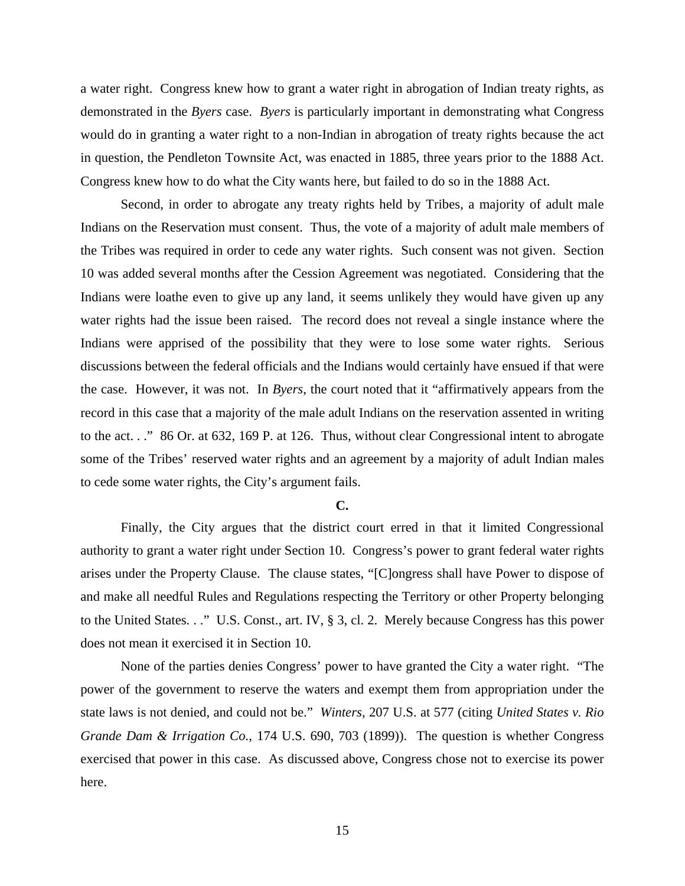a water right. Congress knew how to grant a water right in abrogation of Indian treaty rights, as demonstrated in the *Byers* case. *Byers* is particularly important in demonstrating what Congress would do in granting a water right to a non-Indian in abrogation of treaty rights because the act in question, the Pendleton Townsite Act, was enacted in 1885, three years prior to the 1888 Act. Congress knew how to do what the City wants here, but failed to do so in the 1888 Act.

Second, in order to abrogate any treaty rights held by Tribes, a majority of adult male Indians on the Reservation must consent. Thus, the vote of a majority of adult male members of the Tribes was required in order to cede any water rights. Such consent was not given. Section 10 was added several months after the Cession Agreement was negotiated. Considering that the Indians were loathe even to give up any land, it seems unlikely they would have given up any water rights had the issue been raised. The record does not reveal a single instance where the Indians were apprised of the possibility that they were to lose some water rights. Serious discussions between the federal officials and the Indians would certainly have ensued if that were the case. However, it was not. In *Byers*, the court noted that it "affirmatively appears from the record in this case that a majority of the male adult Indians on the reservation assented in writing to the act. . ." 86 Or. at 632, 169 P. at 126. Thus, without clear Congressional intent to abrogate some of the Tribes' reserved water rights and an agreement by a majority of adult Indian males to cede some water rights, the City's argument fails.

**C.**

Finally, the City argues that the district court erred in that it limited Congressional authority to grant a water right under Section 10. Congress's power to grant federal water rights arises under the Property Clause. The clause states, "[C]ongress shall have Power to dispose of and make all needful Rules and Regulations respecting the Territory or other Property belonging to the United States. . ." U.S. Const., art. IV, § 3, cl. 2. Merely because Congress has this power does not mean it exercised it in Section 10.

None of the parties denies Congress' power to have granted the City a water right. "The power of the government to reserve the waters and exempt them from appropriation under the state laws is not denied, and could not be." *Winters*, 207 U.S. at 577 (citing *United States v. Rio Grande Dam & Irrigation Co.*, 174 U.S. 690, 703 (1899)). The question is whether Congress exercised that power in this case. As discussed above, Congress chose not to exercise its power here.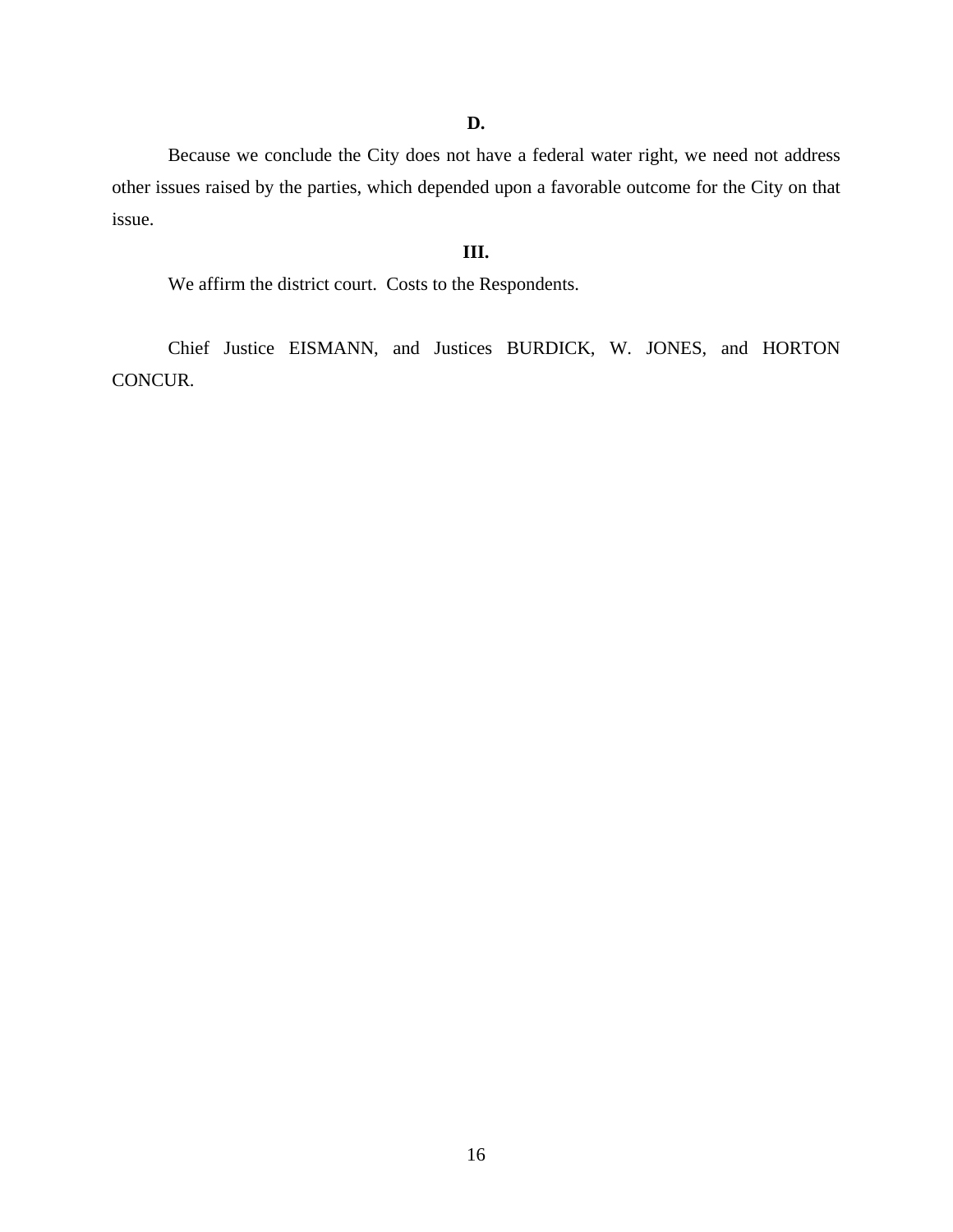**D.**

Because we conclude the City does not have a federal water right, we need not address other issues raised by the parties, which depended upon a favorable outcome for the City on that issue.

**III.**

We affirm the district court. Costs to the Respondents.

Chief Justice EISMANN, and Justices BURDICK, W. JONES, and HORTON CONCUR.